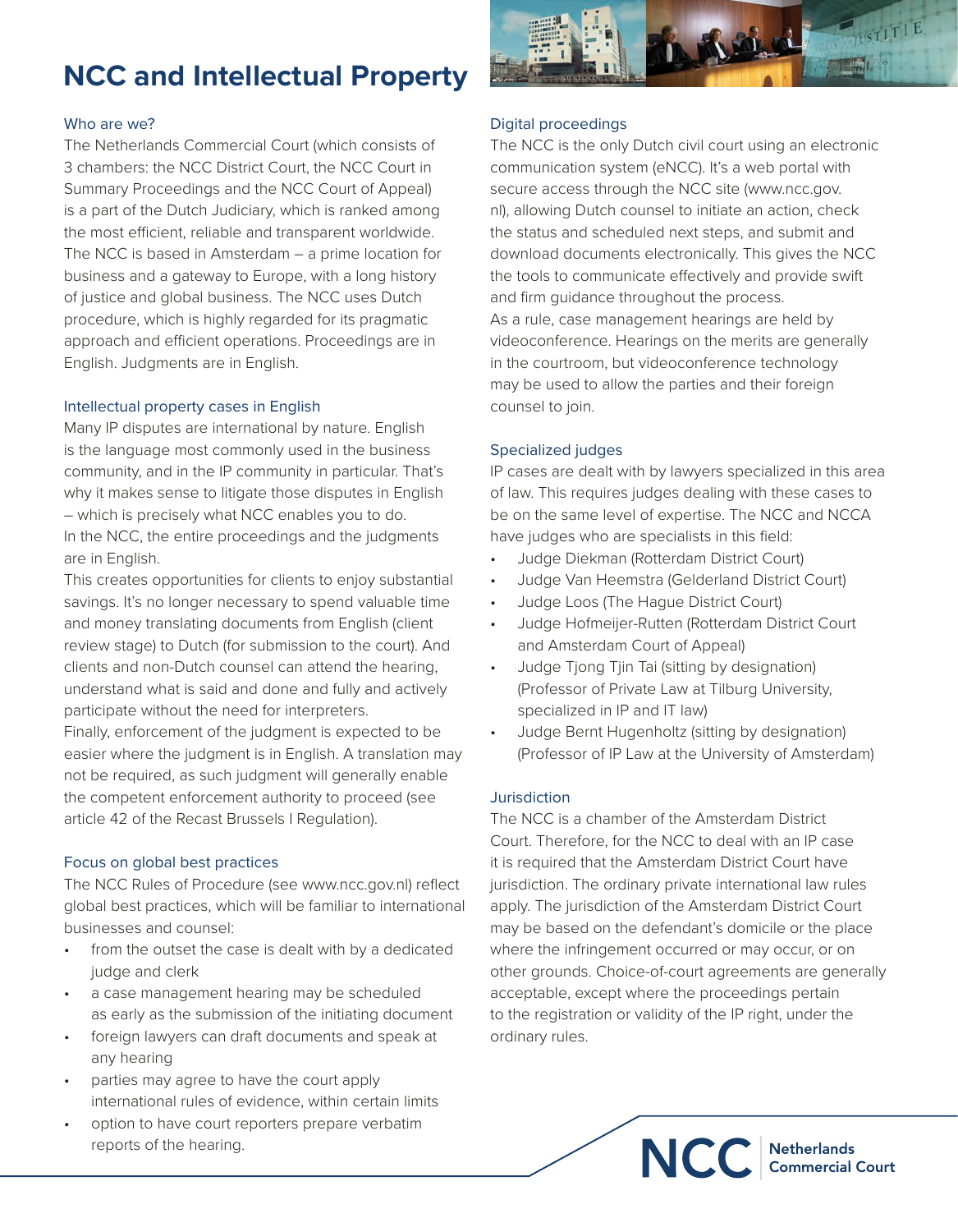# NCC and Intellectual Property

## Who are we?

The Netherlands Commercial Court (which consists of 3 chambers: the NCC District Court, the NCC Court in Summary Proceedings and the NCC Court of Appeal) is a part of the Dutch Judiciary, which is ranked among the most efficient, reliable and transparent worldwide. The NCC is based in Amsterdam – a prime location for business and a gateway to Europe, with a long history of justice and global business. The NCC uses Dutch procedure, which is highly regarded for its pragmatic approach and efficient operations. Proceedings are in English. Judgments are in English.

## Intellectual property cases in English

Many IP disputes are international by nature. English is the language most commonly used in the business community, and in the IP community in particular. That's why it makes sense to litigate those disputes in English – which is precisely what NCC enables you to do. In the NCC, the entire proceedings and the judgments are in English.

This creates opportunities for clients to enjoy substantial savings. It's no longer necessary to spend valuable time and money translating documents from English (client review stage) to Dutch (for submission to the court). And clients and non-Dutch counsel can attend the hearing, understand what is said and done and fully and actively participate without the need for interpreters.

Finally, enforcement of the judgment is expected to be easier where the judgment is in English. A translation may not be required, as such judgment will generally enable the competent enforcement authority to proceed (see article 42 of the Recast Brussels I Regulation).

## Focus on global best practices

The NCC Rules of Procedure (see www.ncc.gov.nl) reflect global best practices, which will be familiar to international businesses and counsel:

- from the outset the case is dealt with by a dedicated judge and clerk
- a case management hearing may be scheduled as early as the submission of the initiating document
- foreign lawyers can draft documents and speak at any hearing
- parties may agree to have the court apply international rules of evidence, within certain limits
- option to have court reporters prepare verbatim reports of the hearing.

## Digital proceedings

The NCC is the only Dutch civil court using an electronic communication system (eNCC). It's a web portal with secure access through the NCC site (www.ncc.gov.nl), allowing Dutch counsel to initiate an action, check the status and scheduled next steps, and submit and download documents electronically. This gives the NCC the tools to communicate effectively and provide swift and firm guidance throughout the process.

As a rule, case management hearings are held by videoconference. Hearings on the merits are generally in the courtroom, but videoconference technology may be used to allow the parties and their foreign counsel to join.

## Specialized judges

IP cases are dealt with by lawyers specialized in this area of law. This requires judges dealing with these cases to be on the same level of expertise. The NCC and NCCA have judges who are specialists in this field:

- Judge Diekman (Rotterdam District Court)
- Judge Van Heemstra (Gelderland District Court)
- Judge Loos (The Hague District Court)
- Judge Hofmeijer-Rutten (Rotterdam District Court and Amsterdam Court of Appeal)
- Judge Tjong Tjin Tai (sitting by designation) (Professor of Private Law at Tilburg University, specialized in IP and IT law)
- Judge Bernt Hugenholtz (sitting by designation) (Professor of IP Law at the University of Amsterdam)

## Jurisdiction

The NCC is a chamber of the Amsterdam District Court. Therefore, for the NCC to deal with an IP case it is required that the Amsterdam District Court have jurisdiction. The ordinary private international law rules apply. The jurisdiction of the Amsterdam District Court may be based on the defendant's domicile or the place where the infringement occurred or may occur, or on other grounds. Choice-of-court agreements are generally acceptable, except where the proceedings pertain to the registration or validity of the IP right, under the ordinary rules.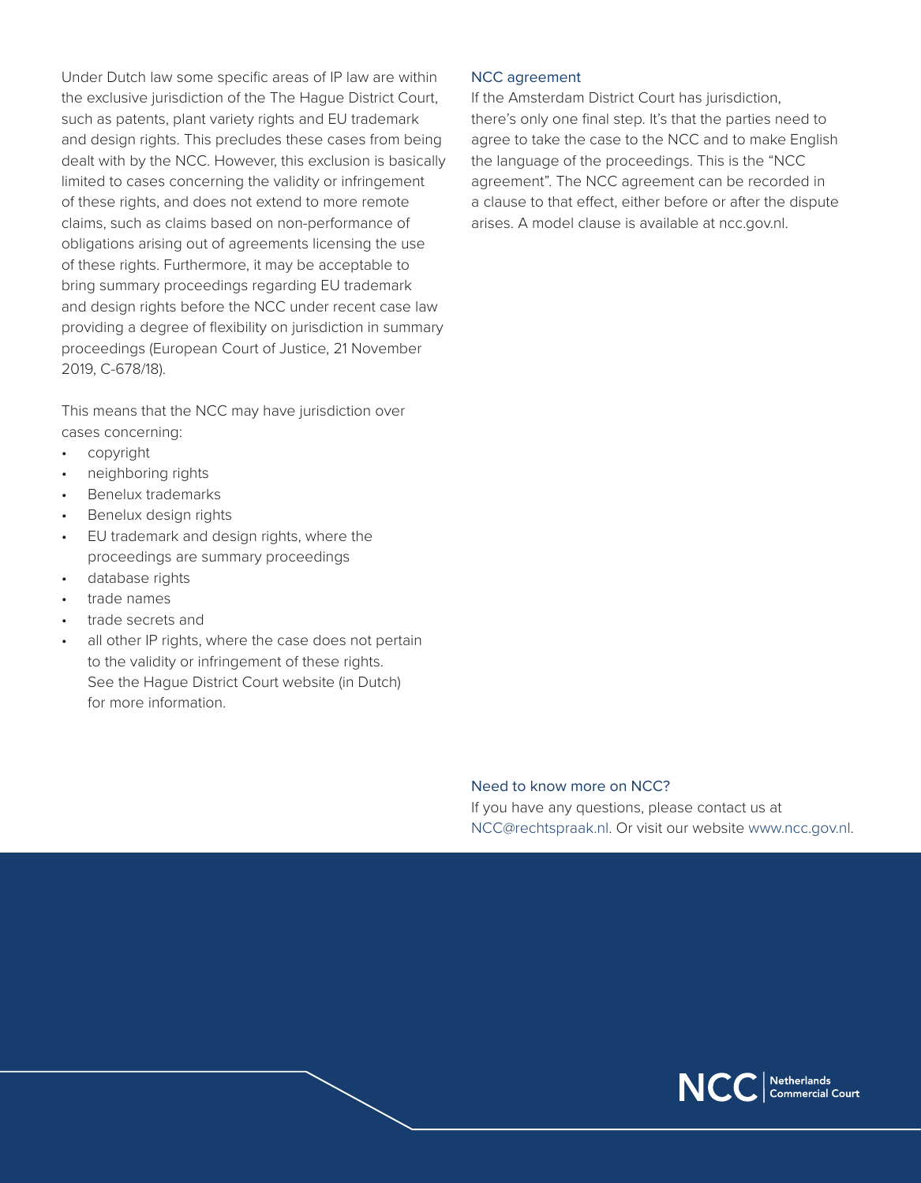Under Dutch law some specific areas of IP law are within the exclusive jurisdiction of the The Hague District Court, such as patents, plant variety rights and EU trademark and design rights. This precludes these cases from being dealt with by the NCC. However, this exclusion is basically limited to cases concerning the validity or infringement of these rights, and does not extend to more remote claims, such as claims based on non-performance of obligations arising out of agreements licensing the use of these rights. Furthermore, it may be acceptable to bring summary proceedings regarding EU trademark and design rights before the NCC under recent case law providing a degree of flexibility on jurisdiction in summary proceedings (European Court of Justice, 21 November 2019, C-678/18).

This means that the NCC may have jurisdiction over cases concerning:

- copyright
- neighboring rights
- Benelux trademarks
- Benelux design rights
- EU trademark and design rights, where the proceedings are summary proceedings
- database rights
- trade names
- trade secrets and
- all other IP rights, where the case does not pertain to the validity or infringement of these rights. See the Hague District Court website (in Dutch) for more information.

## NCC agreement

If the Amsterdam District Court has jurisdiction, there's only one final step. It's that the parties need to agree to take the case to the NCC and to make English the language of the proceedings. This is the "NCC agreement". The NCC agreement can be recorded in a clause to that effect, either before or after the dispute arises. A model clause is available at ncc.gov.nl.

## Need to know more on NCC?

If you have any questions, please contact us at NCC@rechtspraak.nl. Or visit our website www.ncc.gov.nl.

NCC | Netherlands Commercial Court